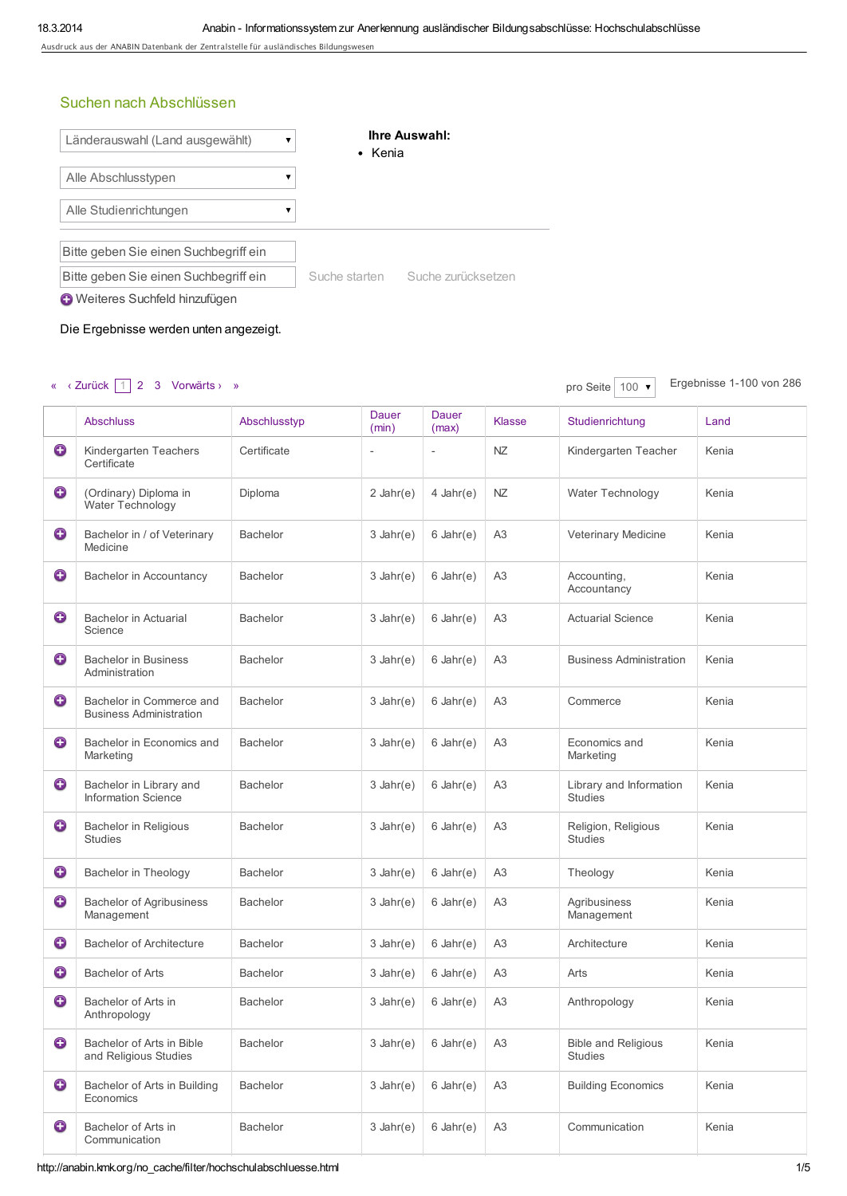## Suchen nach Abschlüssen

Länderauswahl (Land ausgewählt) ▾

Alle Abschlusstypen ▾

Alle Studienrichtungen ▾

**Ihre Auswahl:**

- Kenia

Bitte geben Sie einen Suchbegriff ein

Bitte geben Sie einen Suchbegriff ein  Suche starten  Suche zurücksetzen

Weiteres Suchfeld hinzufügen

Die Ergebnisse werden unten angezeigt.

« ‹ Zurück 1 2 3 Vorwärts › »  pro Seite 100 ▾  Ergebnisse 1-100 von 286

| | Abschluss | Abschlusstyp | Dauer (min) | Dauer (max) | Klasse | Studienrichtung | Land |
|---|---|---|---|---|---|---|---|
| ⊕ | Kindergarten Teachers Certificate | Certificate | - | - | NZ | Kindergarten Teacher | Kenia |
| ⊕ | (Ordinary) Diploma in Water Technology | Diploma | 2 Jahr(e) | 4 Jahr(e) | NZ | Water Technology | Kenia |
| ⊕ | Bachelor in / of Veterinary Medicine | Bachelor | 3 Jahr(e) | 6 Jahr(e) | A3 | Veterinary Medicine | Kenia |
| ⊕ | Bachelor in Accountancy | Bachelor | 3 Jahr(e) | 6 Jahr(e) | A3 | Accounting, Accountancy | Kenia |
| ⊕ | Bachelor in Actuarial Science | Bachelor | 3 Jahr(e) | 6 Jahr(e) | A3 | Actuarial Science | Kenia |
| ⊕ | Bachelor in Business Administration | Bachelor | 3 Jahr(e) | 6 Jahr(e) | A3 | Business Administration | Kenia |
| ⊕ | Bachelor in Commerce and Business Administration | Bachelor | 3 Jahr(e) | 6 Jahr(e) | A3 | Commerce | Kenia |
| ⊕ | Bachelor in Economics and Marketing | Bachelor | 3 Jahr(e) | 6 Jahr(e) | A3 | Economics and Marketing | Kenia |
| ⊕ | Bachelor in Library and Information Science | Bachelor | 3 Jahr(e) | 6 Jahr(e) | A3 | Library and Information Studies | Kenia |
| ⊕ | Bachelor in Religious Studies | Bachelor | 3 Jahr(e) | 6 Jahr(e) | A3 | Religion, Religious Studies | Kenia |
| ⊕ | Bachelor in Theology | Bachelor | 3 Jahr(e) | 6 Jahr(e) | A3 | Theology | Kenia |
| ⊕ | Bachelor of Agribusiness Management | Bachelor | 3 Jahr(e) | 6 Jahr(e) | A3 | Agribusiness Management | Kenia |
| ⊕ | Bachelor of Architecture | Bachelor | 3 Jahr(e) | 6 Jahr(e) | A3 | Architecture | Kenia |
| ⊕ | Bachelor of Arts | Bachelor | 3 Jahr(e) | 6 Jahr(e) | A3 | Arts | Kenia |
| ⊕ | Bachelor of Arts in Anthropology | Bachelor | 3 Jahr(e) | 6 Jahr(e) | A3 | Anthropology | Kenia |
| ⊕ | Bachelor of Arts in Bible and Religious Studies | Bachelor | 3 Jahr(e) | 6 Jahr(e) | A3 | Bible and Religious Studies | Kenia |
| ⊕ | Bachelor of Arts in Building Economics | Bachelor | 3 Jahr(e) | 6 Jahr(e) | A3 | Building Economics | Kenia |
| ⊕ | Bachelor of Arts in Communication | Bachelor | 3 Jahr(e) | 6 Jahr(e) | A3 | Communication | Kenia |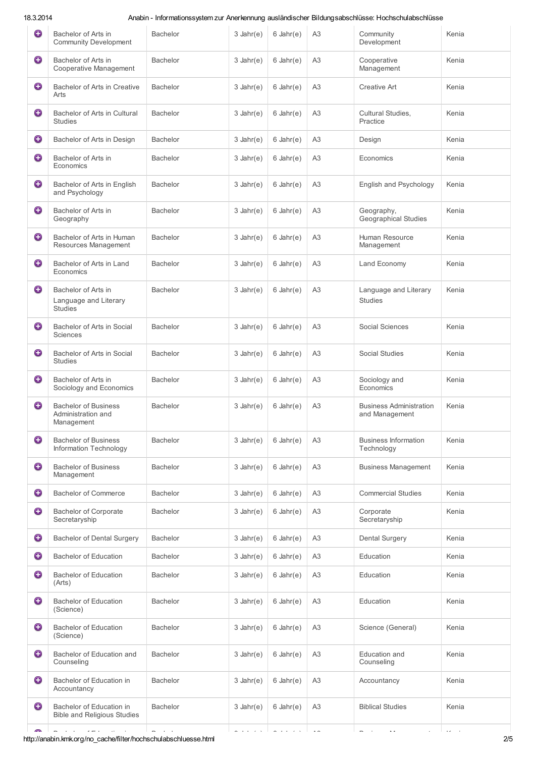| | | | | | | |
|---|---|---|---|---|---|---|
| Bachelor of Arts in Community Development | Bachelor | 3 Jahr(e) | 6 Jahr(e) | A3 | Community Development | Kenia |
| Bachelor of Arts in Cooperative Management | Bachelor | 3 Jahr(e) | 6 Jahr(e) | A3 | Cooperative Management | Kenia |
| Bachelor of Arts in Creative Arts | Bachelor | 3 Jahr(e) | 6 Jahr(e) | A3 | Creative Art | Kenia |
| Bachelor of Arts in Cultural Studies | Bachelor | 3 Jahr(e) | 6 Jahr(e) | A3 | Cultural Studies, Practice | Kenia |
| Bachelor of Arts in Design | Bachelor | 3 Jahr(e) | 6 Jahr(e) | A3 | Design | Kenia |
| Bachelor of Arts in Economics | Bachelor | 3 Jahr(e) | 6 Jahr(e) | A3 | Economics | Kenia |
| Bachelor of Arts in English and Psychology | Bachelor | 3 Jahr(e) | 6 Jahr(e) | A3 | English and Psychology | Kenia |
| Bachelor of Arts in Geography | Bachelor | 3 Jahr(e) | 6 Jahr(e) | A3 | Geography, Geographical Studies | Kenia |
| Bachelor of Arts in Human Resources Management | Bachelor | 3 Jahr(e) | 6 Jahr(e) | A3 | Human Resource Management | Kenia |
| Bachelor of Arts in Land Economics | Bachelor | 3 Jahr(e) | 6 Jahr(e) | A3 | Land Economy | Kenia |
| Bachelor of Arts in Language and Literary Studies | Bachelor | 3 Jahr(e) | 6 Jahr(e) | A3 | Language and Literary Studies | Kenia |
| Bachelor of Arts in Social Sciences | Bachelor | 3 Jahr(e) | 6 Jahr(e) | A3 | Social Sciences | Kenia |
| Bachelor of Arts in Social Studies | Bachelor | 3 Jahr(e) | 6 Jahr(e) | A3 | Social Studies | Kenia |
| Bachelor of Arts in Sociology and Economics | Bachelor | 3 Jahr(e) | 6 Jahr(e) | A3 | Sociology and Economics | Kenia |
| Bachelor of Business Administration and Management | Bachelor | 3 Jahr(e) | 6 Jahr(e) | A3 | Business Administration and Management | Kenia |
| Bachelor of Business Information Technology | Bachelor | 3 Jahr(e) | 6 Jahr(e) | A3 | Business Information Technology | Kenia |
| Bachelor of Business Management | Bachelor | 3 Jahr(e) | 6 Jahr(e) | A3 | Business Management | Kenia |
| Bachelor of Commerce | Bachelor | 3 Jahr(e) | 6 Jahr(e) | A3 | Commercial Studies | Kenia |
| Bachelor of Corporate Secretaryship | Bachelor | 3 Jahr(e) | 6 Jahr(e) | A3 | Corporate Secretaryship | Kenia |
| Bachelor of Dental Surgery | Bachelor | 3 Jahr(e) | 6 Jahr(e) | A3 | Dental Surgery | Kenia |
| Bachelor of Education | Bachelor | 3 Jahr(e) | 6 Jahr(e) | A3 | Education | Kenia |
| Bachelor of Education (Arts) | Bachelor | 3 Jahr(e) | 6 Jahr(e) | A3 | Education | Kenia |
| Bachelor of Education (Science) | Bachelor | 3 Jahr(e) | 6 Jahr(e) | A3 | Education | Kenia |
| Bachelor of Education (Science) | Bachelor | 3 Jahr(e) | 6 Jahr(e) | A3 | Science (General) | Kenia |
| Bachelor of Education and Counseling | Bachelor | 3 Jahr(e) | 6 Jahr(e) | A3 | Education and Counseling | Kenia |
| Bachelor of Education in Accountancy | Bachelor | 3 Jahr(e) | 6 Jahr(e) | A3 | Accountancy | Kenia |
| Bachelor of Education in Bible and Religious Studies | Bachelor | 3 Jahr(e) | 6 Jahr(e) | A3 | Biblical Studies | Kenia |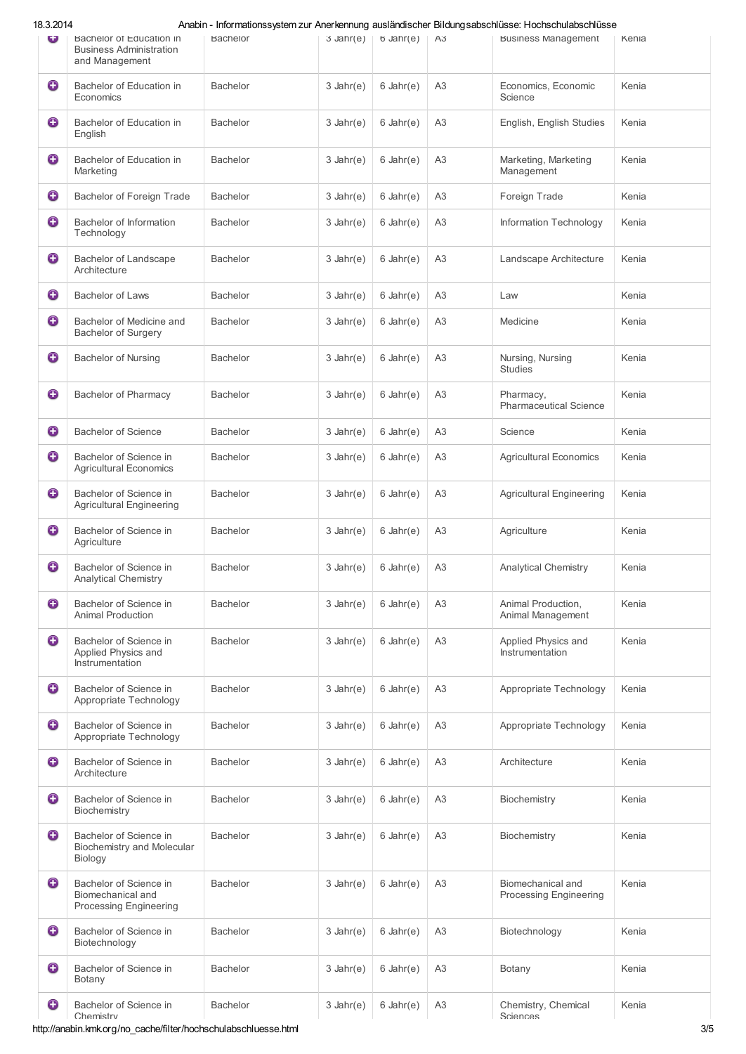| | | | | | | | |
|---|---|---|---|---|---|---|---|
| ⊕ | Bachelor of Education in Business Administration and Management | Bachelor | 3 Jahr(e) | 6 Jahr(e) | A3 | Business Management | Kenia |
| ⊕ | Bachelor of Education in Economics | Bachelor | 3 Jahr(e) | 6 Jahr(e) | A3 | Economics, Economic Science | Kenia |
| ⊕ | Bachelor of Education in English | Bachelor | 3 Jahr(e) | 6 Jahr(e) | A3 | English, English Studies | Kenia |
| ⊕ | Bachelor of Education in Marketing | Bachelor | 3 Jahr(e) | 6 Jahr(e) | A3 | Marketing, Marketing Management | Kenia |
| ⊕ | Bachelor of Foreign Trade | Bachelor | 3 Jahr(e) | 6 Jahr(e) | A3 | Foreign Trade | Kenia |
| ⊕ | Bachelor of Information Technology | Bachelor | 3 Jahr(e) | 6 Jahr(e) | A3 | Information Technology | Kenia |
| ⊕ | Bachelor of Landscape Architecture | Bachelor | 3 Jahr(e) | 6 Jahr(e) | A3 | Landscape Architecture | Kenia |
| ⊕ | Bachelor of Laws | Bachelor | 3 Jahr(e) | 6 Jahr(e) | A3 | Law | Kenia |
| ⊕ | Bachelor of Medicine and Bachelor of Surgery | Bachelor | 3 Jahr(e) | 6 Jahr(e) | A3 | Medicine | Kenia |
| ⊕ | Bachelor of Nursing | Bachelor | 3 Jahr(e) | 6 Jahr(e) | A3 | Nursing, Nursing Studies | Kenia |
| ⊕ | Bachelor of Pharmacy | Bachelor | 3 Jahr(e) | 6 Jahr(e) | A3 | Pharmacy, Pharmaceutical Science | Kenia |
| ⊕ | Bachelor of Science | Bachelor | 3 Jahr(e) | 6 Jahr(e) | A3 | Science | Kenia |
| ⊕ | Bachelor of Science in Agricultural Economics | Bachelor | 3 Jahr(e) | 6 Jahr(e) | A3 | Agricultural Economics | Kenia |
| ⊕ | Bachelor of Science in Agricultural Engineering | Bachelor | 3 Jahr(e) | 6 Jahr(e) | A3 | Agricultural Engineering | Kenia |
| ⊕ | Bachelor of Science in Agriculture | Bachelor | 3 Jahr(e) | 6 Jahr(e) | A3 | Agriculture | Kenia |
| ⊕ | Bachelor of Science in Analytical Chemistry | Bachelor | 3 Jahr(e) | 6 Jahr(e) | A3 | Analytical Chemistry | Kenia |
| ⊕ | Bachelor of Science in Animal Production | Bachelor | 3 Jahr(e) | 6 Jahr(e) | A3 | Animal Production, Animal Management | Kenia |
| ⊕ | Bachelor of Science in Applied Physics and Instrumentation | Bachelor | 3 Jahr(e) | 6 Jahr(e) | A3 | Applied Physics and Instrumentation | Kenia |
| ⊕ | Bachelor of Science in Appropriate Technology | Bachelor | 3 Jahr(e) | 6 Jahr(e) | A3 | Appropriate Technology | Kenia |
| ⊕ | Bachelor of Science in Appropriate Technology | Bachelor | 3 Jahr(e) | 6 Jahr(e) | A3 | Appropriate Technology | Kenia |
| ⊕ | Bachelor of Science in Architecture | Bachelor | 3 Jahr(e) | 6 Jahr(e) | A3 | Architecture | Kenia |
| ⊕ | Bachelor of Science in Biochemistry | Bachelor | 3 Jahr(e) | 6 Jahr(e) | A3 | Biochemistry | Kenia |
| ⊕ | Bachelor of Science in Biochemistry and Molecular Biology | Bachelor | 3 Jahr(e) | 6 Jahr(e) | A3 | Biochemistry | Kenia |
| ⊕ | Bachelor of Science in Biomechanical and Processing Engineering | Bachelor | 3 Jahr(e) | 6 Jahr(e) | A3 | Biomechanical and Processing Engineering | Kenia |
| ⊕ | Bachelor of Science in Biotechnology | Bachelor | 3 Jahr(e) | 6 Jahr(e) | A3 | Biotechnology | Kenia |
| ⊕ | Bachelor of Science in Botany | Bachelor | 3 Jahr(e) | 6 Jahr(e) | A3 | Botany | Kenia |
| ⊕ | Bachelor of Science in Chemistry | Bachelor | 3 Jahr(e) | 6 Jahr(e) | A3 | Chemistry, Chemical Sciences | Kenia |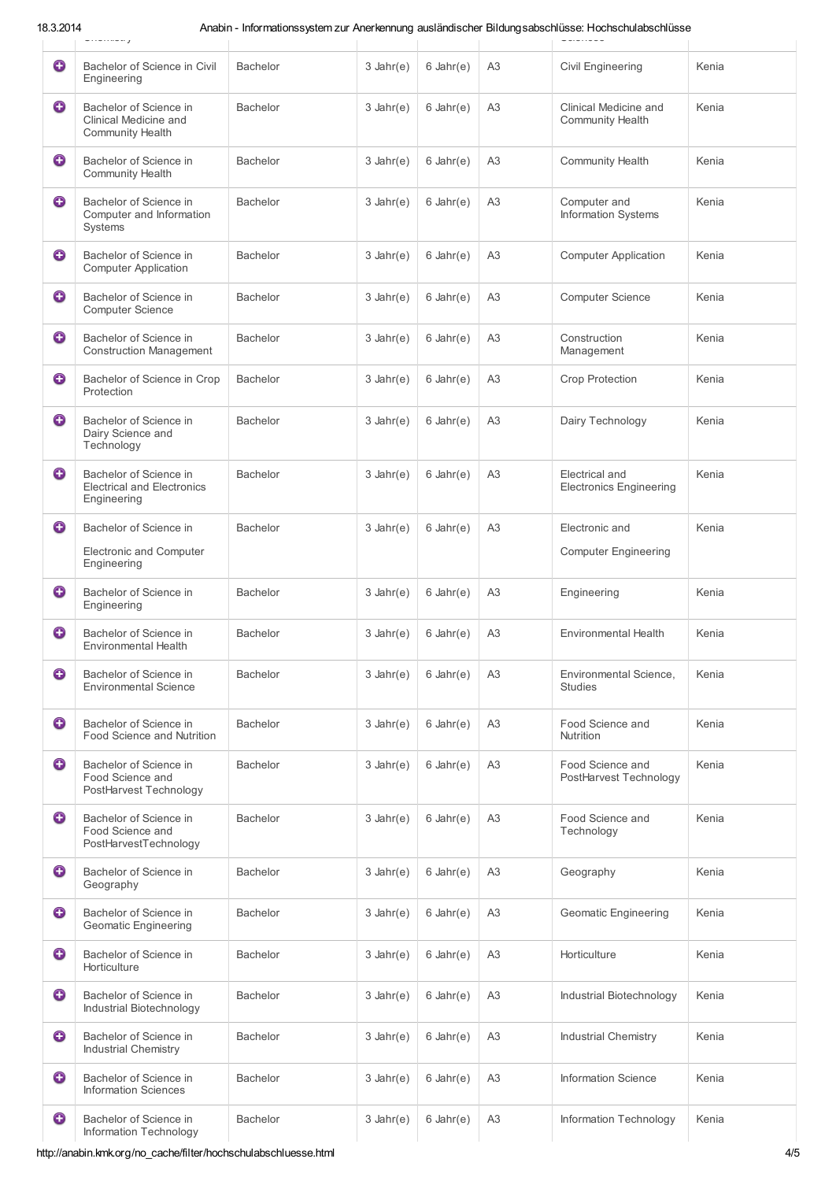| | | | | | | | |
|---|---|---|---|---|---|---|---|
| ⊕ | Bachelor of Science in Civil Engineering | Bachelor | 3 Jahr(e) | 6 Jahr(e) | A3 | Civil Engineering | Kenia |
| ⊕ | Bachelor of Science in Clinical Medicine and Community Health | Bachelor | 3 Jahr(e) | 6 Jahr(e) | A3 | Clinical Medicine and Community Health | Kenia |
| ⊕ | Bachelor of Science in Community Health | Bachelor | 3 Jahr(e) | 6 Jahr(e) | A3 | Community Health | Kenia |
| ⊕ | Bachelor of Science in Computer and Information Systems | Bachelor | 3 Jahr(e) | 6 Jahr(e) | A3 | Computer and Information Systems | Kenia |
| ⊕ | Bachelor of Science in Computer Application | Bachelor | 3 Jahr(e) | 6 Jahr(e) | A3 | Computer Application | Kenia |
| ⊕ | Bachelor of Science in Computer Science | Bachelor | 3 Jahr(e) | 6 Jahr(e) | A3 | Computer Science | Kenia |
| ⊕ | Bachelor of Science in Construction Management | Bachelor | 3 Jahr(e) | 6 Jahr(e) | A3 | Construction Management | Kenia |
| ⊕ | Bachelor of Science in Crop Protection | Bachelor | 3 Jahr(e) | 6 Jahr(e) | A3 | Crop Protection | Kenia |
| ⊕ | Bachelor of Science in Dairy Science and Technology | Bachelor | 3 Jahr(e) | 6 Jahr(e) | A3 | Dairy Technology | Kenia |
| ⊕ | Bachelor of Science in Electrical and Electronics Engineering | Bachelor | 3 Jahr(e) | 6 Jahr(e) | A3 | Electrical and Electronics Engineering | Kenia |
| ⊕ | Bachelor of Science in Electronic and Computer Engineering | Bachelor | 3 Jahr(e) | 6 Jahr(e) | A3 | Electronic and Computer Engineering | Kenia |
| ⊕ | Bachelor of Science in Engineering | Bachelor | 3 Jahr(e) | 6 Jahr(e) | A3 | Engineering | Kenia |
| ⊕ | Bachelor of Science in Environmental Health | Bachelor | 3 Jahr(e) | 6 Jahr(e) | A3 | Environmental Health | Kenia |
| ⊕ | Bachelor of Science in Environmental Science | Bachelor | 3 Jahr(e) | 6 Jahr(e) | A3 | Environmental Science, Studies | Kenia |
| ⊕ | Bachelor of Science in Food Science and Nutrition | Bachelor | 3 Jahr(e) | 6 Jahr(e) | A3 | Food Science and Nutrition | Kenia |
| ⊕ | Bachelor of Science in Food Science and PostHarvest Technology | Bachelor | 3 Jahr(e) | 6 Jahr(e) | A3 | Food Science and PostHarvest Technology | Kenia |
| ⊕ | Bachelor of Science in Food Science and PostHarvestTechnology | Bachelor | 3 Jahr(e) | 6 Jahr(e) | A3 | Food Science and Technology | Kenia |
| ⊕ | Bachelor of Science in Geography | Bachelor | 3 Jahr(e) | 6 Jahr(e) | A3 | Geography | Kenia |
| ⊕ | Bachelor of Science in Geomatic Engineering | Bachelor | 3 Jahr(e) | 6 Jahr(e) | A3 | Geomatic Engineering | Kenia |
| ⊕ | Bachelor of Science in Horticulture | Bachelor | 3 Jahr(e) | 6 Jahr(e) | A3 | Horticulture | Kenia |
| ⊕ | Bachelor of Science in Industrial Biotechnology | Bachelor | 3 Jahr(e) | 6 Jahr(e) | A3 | Industrial Biotechnology | Kenia |
| ⊕ | Bachelor of Science in Industrial Chemistry | Bachelor | 3 Jahr(e) | 6 Jahr(e) | A3 | Industrial Chemistry | Kenia |
| ⊕ | Bachelor of Science in Information Sciences | Bachelor | 3 Jahr(e) | 6 Jahr(e) | A3 | Information Science | Kenia |
| ⊕ | Bachelor of Science in Information Technology | Bachelor | 3 Jahr(e) | 6 Jahr(e) | A3 | Information Technology | Kenia |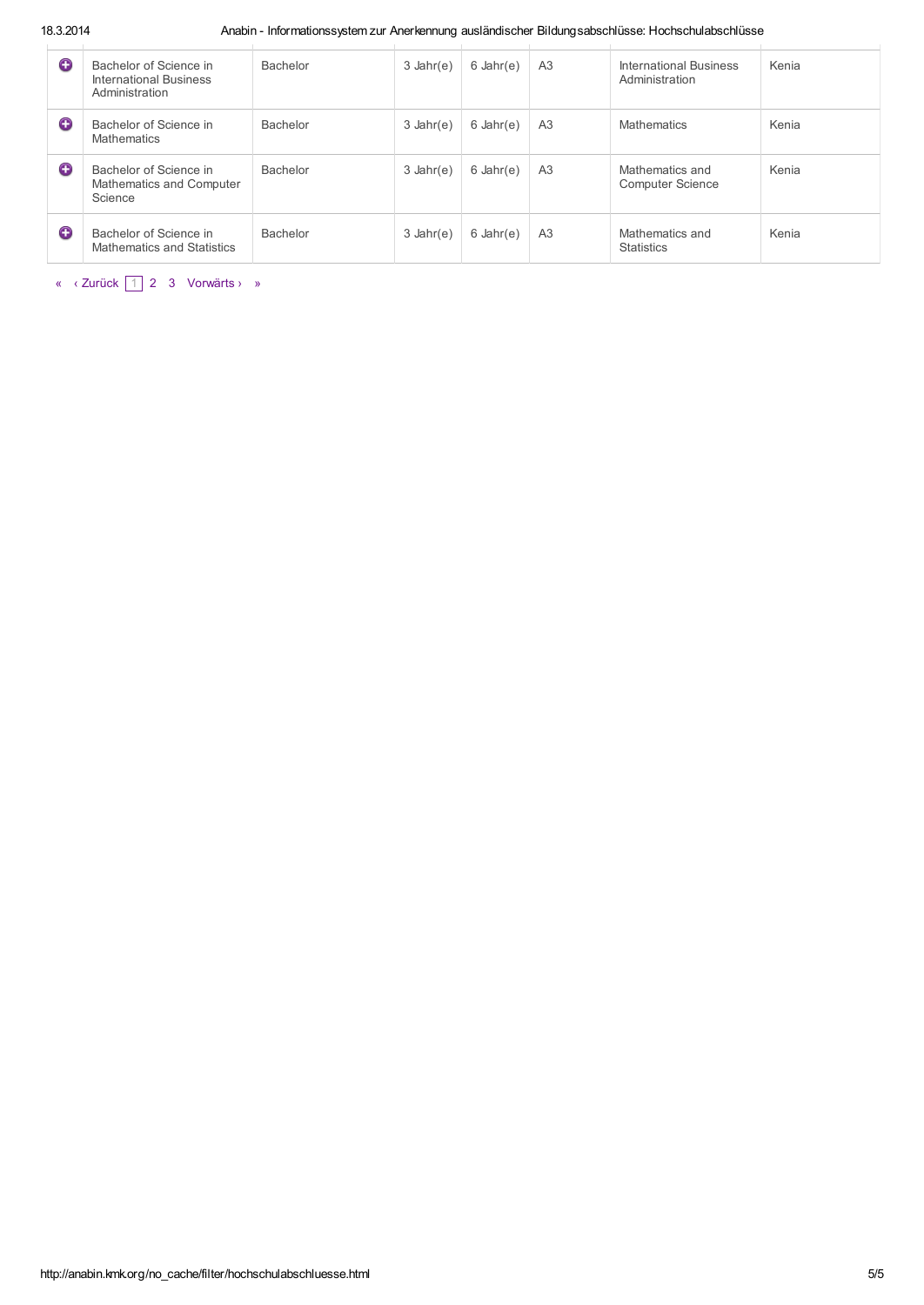| | | | | | | | |
|---|---|---|---|---|---|---|---|
| ⊕ | Bachelor of Science in International Business Administration | Bachelor | 3 Jahr(e) | 6 Jahr(e) | A3 | International Business Administration | Kenia |
| ⊕ | Bachelor of Science in Mathematics | Bachelor | 3 Jahr(e) | 6 Jahr(e) | A3 | Mathematics | Kenia |
| ⊕ | Bachelor of Science in Mathematics and Computer Science | Bachelor | 3 Jahr(e) | 6 Jahr(e) | A3 | Mathematics and Computer Science | Kenia |
| ⊕ | Bachelor of Science in Mathematics and Statistics | Bachelor | 3 Jahr(e) | 6 Jahr(e) | A3 | Mathematics and Statistics | Kenia |

« ‹ Zurück 1 2 3 Vorwärts › »